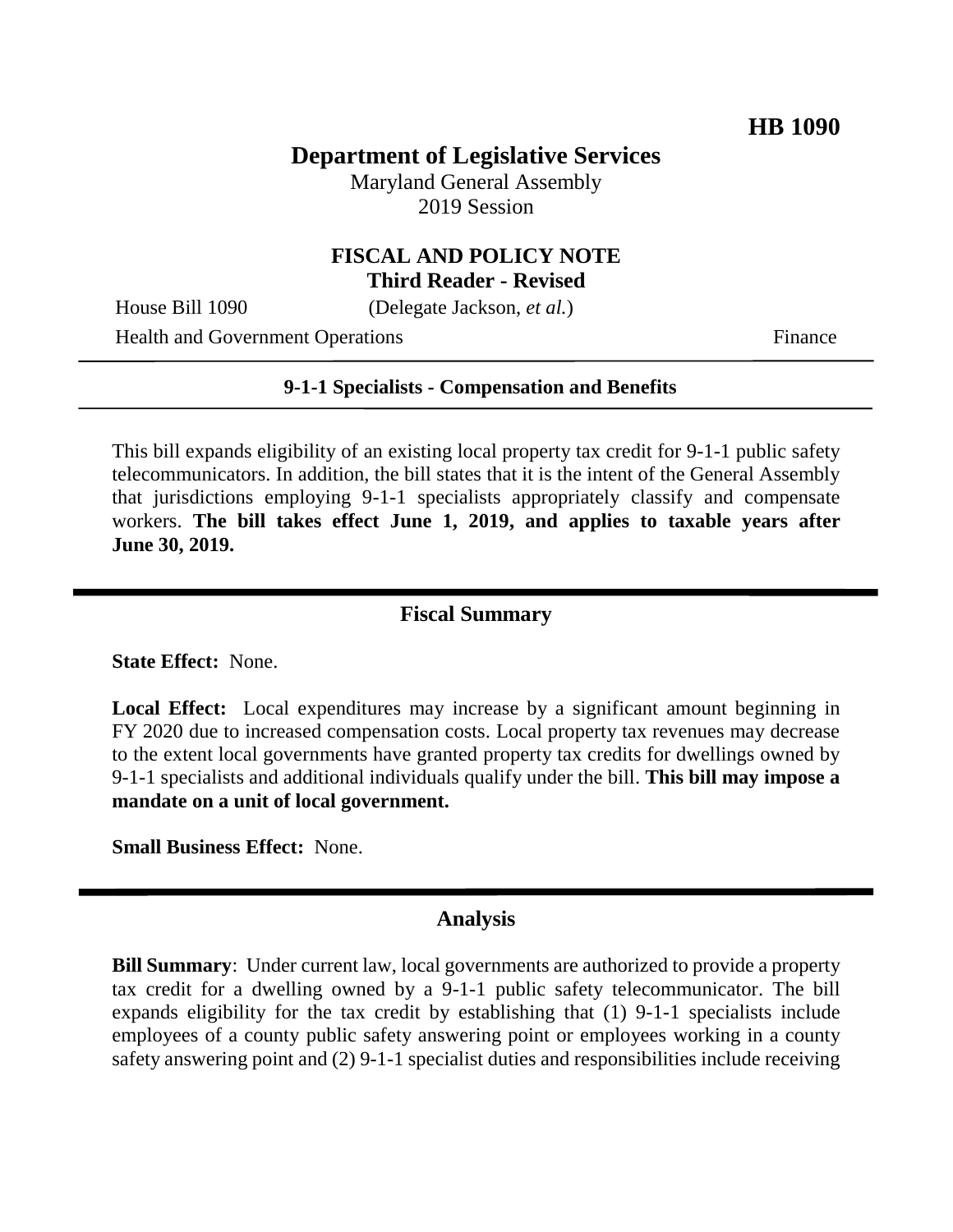**HB 1090**

# Department of Legislative Services

Maryland General Assembly
2019 Session

## FISCAL AND POLICY NOTE
**Third Reader - Revised**

House Bill 1090 (Delegate Jackson, *et al.*)
Health and Government Operations Finance

---

**9-1-1 Specialists - Compensation and Benefits**

---

This bill expands eligibility of an existing local property tax credit for 9-1-1 public safety telecommunicators. In addition, the bill states that it is the intent of the General Assembly that jurisdictions employing 9-1-1 specialists appropriately classify and compensate workers. **The bill takes effect June 1, 2019, and applies to taxable years after June 30, 2019.**

---

## Fiscal Summary

**State Effect:** None.

**Local Effect:** Local expenditures may increase by a significant amount beginning in FY 2020 due to increased compensation costs. Local property tax revenues may decrease to the extent local governments have granted property tax credits for dwellings owned by 9-1-1 specialists and additional individuals qualify under the bill. **This bill may impose a mandate on a unit of local government.**

**Small Business Effect:** None.

---

## Analysis

**Bill Summary**: Under current law, local governments are authorized to provide a property tax credit for a dwelling owned by a 9-1-1 public safety telecommunicator. The bill expands eligibility for the tax credit by establishing that (1) 9-1-1 specialists include employees of a county public safety answering point or employees working in a county safety answering point and (2) 9-1-1 specialist duties and responsibilities include receiving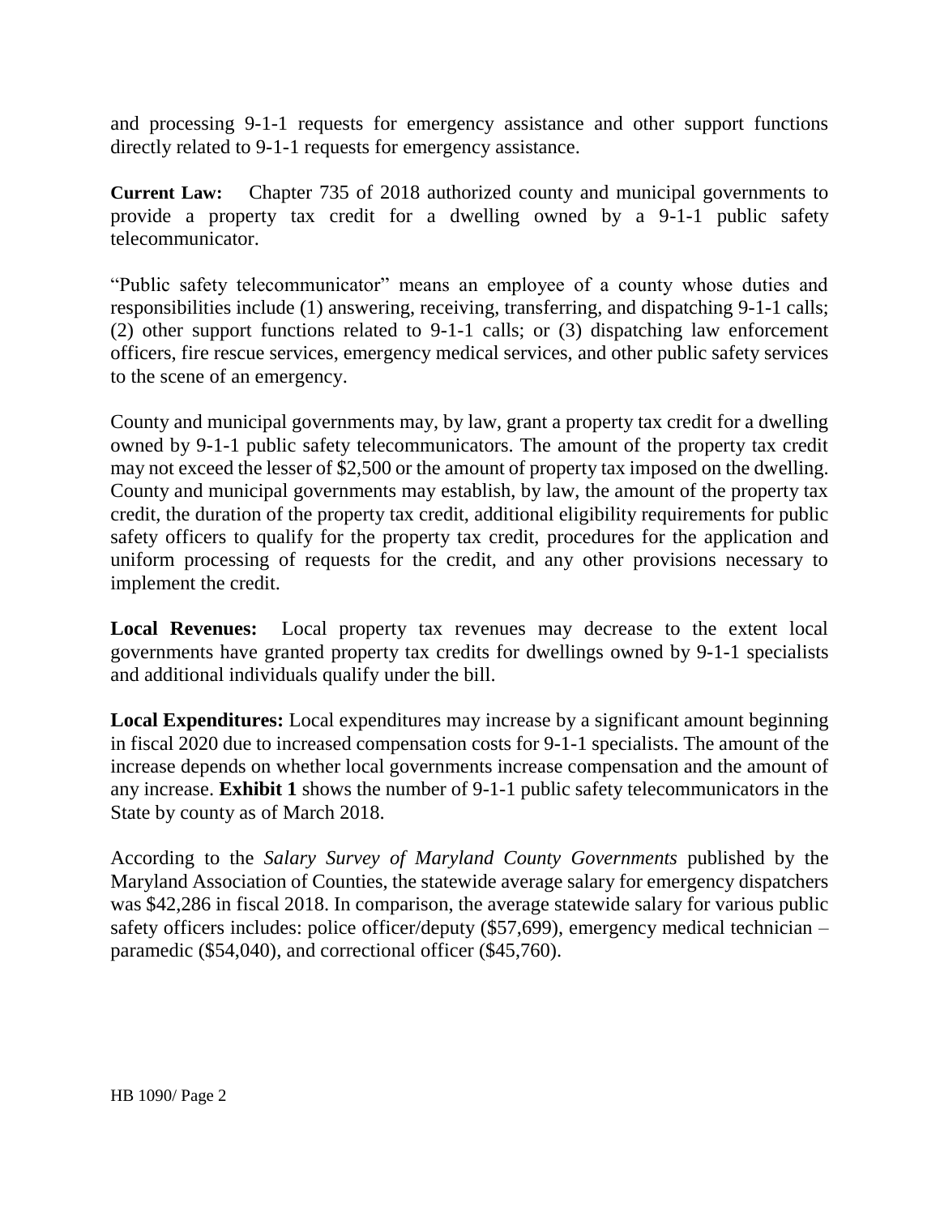and processing 9-1-1 requests for emergency assistance and other support functions directly related to 9-1-1 requests for emergency assistance.

**Current Law:** Chapter 735 of 2018 authorized county and municipal governments to provide a property tax credit for a dwelling owned by a 9-1-1 public safety telecommunicator.

"Public safety telecommunicator" means an employee of a county whose duties and responsibilities include (1) answering, receiving, transferring, and dispatching 9-1-1 calls; (2) other support functions related to 9-1-1 calls; or (3) dispatching law enforcement officers, fire rescue services, emergency medical services, and other public safety services to the scene of an emergency.

County and municipal governments may, by law, grant a property tax credit for a dwelling owned by 9-1-1 public safety telecommunicators. The amount of the property tax credit may not exceed the lesser of $2,500 or the amount of property tax imposed on the dwelling. County and municipal governments may establish, by law, the amount of the property tax credit, the duration of the property tax credit, additional eligibility requirements for public safety officers to qualify for the property tax credit, procedures for the application and uniform processing of requests for the credit, and any other provisions necessary to implement the credit.

**Local Revenues:** Local property tax revenues may decrease to the extent local governments have granted property tax credits for dwellings owned by 9-1-1 specialists and additional individuals qualify under the bill.

**Local Expenditures:** Local expenditures may increase by a significant amount beginning in fiscal 2020 due to increased compensation costs for 9-1-1 specialists. The amount of the increase depends on whether local governments increase compensation and the amount of any increase. **Exhibit 1** shows the number of 9-1-1 public safety telecommunicators in the State by county as of March 2018.

According to the *Salary Survey of Maryland County Governments* published by the Maryland Association of Counties, the statewide average salary for emergency dispatchers was $42,286 in fiscal 2018. In comparison, the average statewide salary for various public safety officers includes: police officer/deputy ($57,699), emergency medical technician – paramedic ($54,040), and correctional officer ($45,760).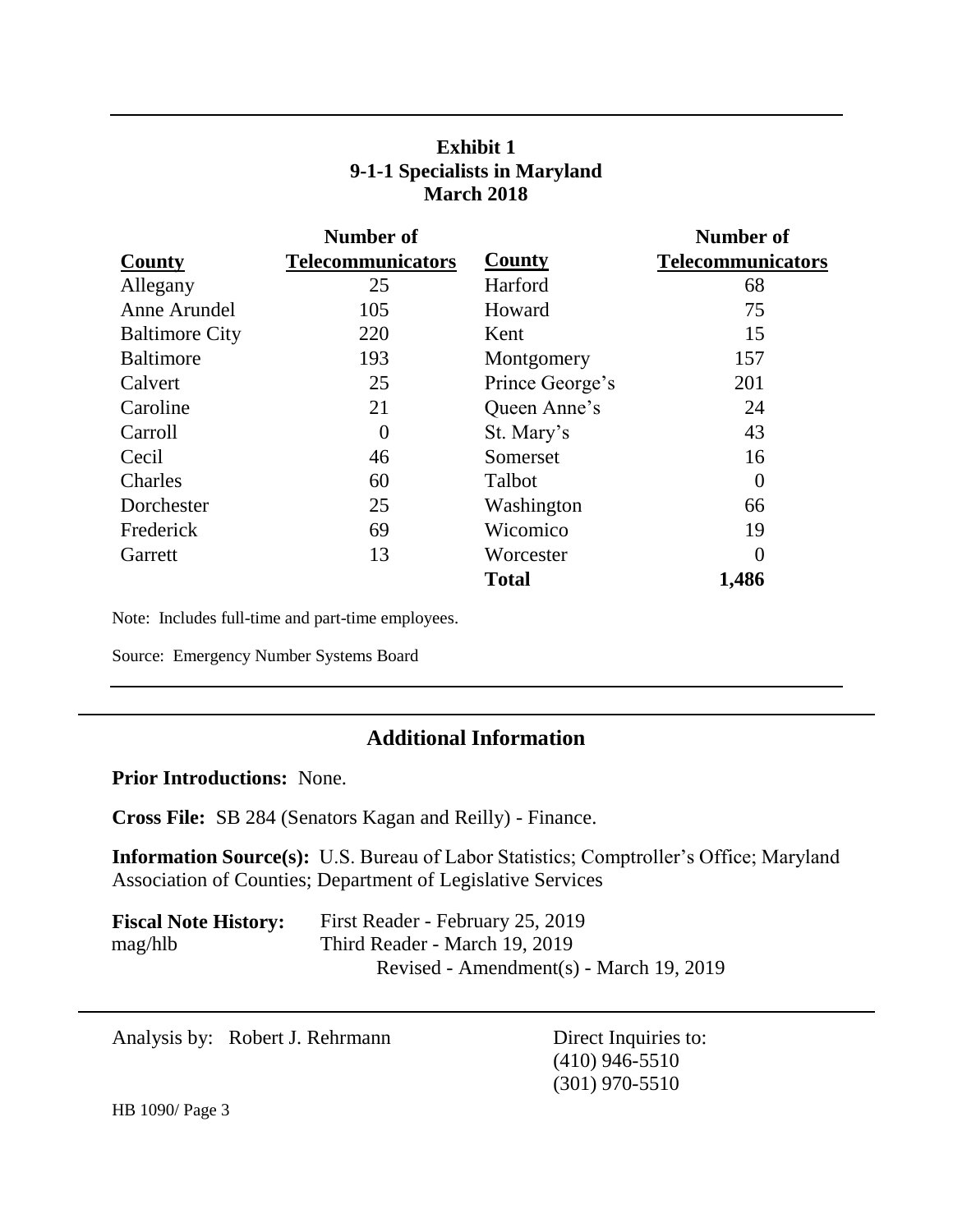**Exhibit 1**
**9-1-1 Specialists in Maryland**
**March 2018**

| County | Number of Telecommunicators | County | Number of Telecommunicators |
|---|---|---|---|
| Allegany | 25 | Harford | 68 |
| Anne Arundel | 105 | Howard | 75 |
| Baltimore City | 220 | Kent | 15 |
| Baltimore | 193 | Montgomery | 157 |
| Calvert | 25 | Prince George's | 201 |
| Caroline | 21 | Queen Anne's | 24 |
| Carroll | 0 | St. Mary's | 43 |
| Cecil | 46 | Somerset | 16 |
| Charles | 60 | Talbot | 0 |
| Dorchester | 25 | Washington | 66 |
| Frederick | 69 | Wicomico | 19 |
| Garrett | 13 | Worcester | 0 |
| | | **Total** | **1,486** |

Note: Includes full-time and part-time employees.

Source: Emergency Number Systems Board

## Additional Information

**Prior Introductions:** None.

**Cross File:** SB 284 (Senators Kagan and Reilly) - Finance.

**Information Source(s):** U.S. Bureau of Labor Statistics; Comptroller's Office; Maryland Association of Counties; Department of Legislative Services

**Fiscal Note History:** First Reader - February 25, 2019
mag/hlb Third Reader - March 19, 2019
Revised - Amendment(s) - March 19, 2019

Analysis by: Robert J. Rehrmann

Direct Inquiries to:
(410) 946-5510
(301) 970-5510